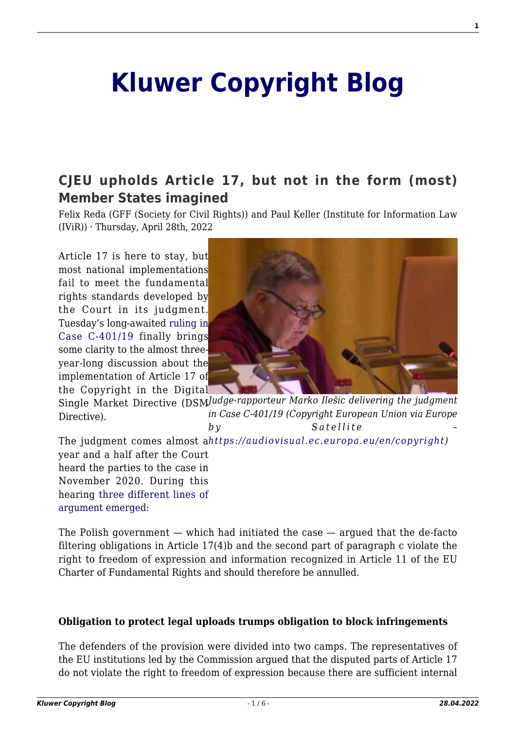# Kluwer Copyright Blog

## CJEU upholds Article 17, but not in the form (most) Member States imagined

Felix Reda (GFF (Society for Civil Rights)) and Paul Keller (Institute for Information Law (IViR)) · Thursday, April 28th, 2022

Article 17 is here to stay, but most national implementations fail to meet the fundamental rights standards developed by the Court in its judgment. Tuesday's long-awaited ruling in Case C-401/19 finally brings some clarity to the almost three-year-long discussion about the implementation of Article 17 of the Copyright in the Digital Single Market Directive (DSM Directive).

*Judge-rapporteur Marko Ilešic delivering the judgment in Case C-401/19 (Copyright European Union via Europe by Satellite – https://audiovisual.ec.europa.eu/en/copyright)*

The judgment comes almost a year and a half after the Court heard the parties to the case in November 2020. During this hearing three different lines of argument emerged:

The Polish government — which had initiated the case — argued that the de-facto filtering obligations in Article 17(4)b and the second part of paragraph c violate the right to freedom of expression and information recognized in Article 11 of the EU Charter of Fundamental Rights and should therefore be annulled.

**Obligation to protect legal uploads trumps obligation to block infringements**

The defenders of the provision were divided into two camps. The representatives of the EU institutions led by the Commission argued that the disputed parts of Article 17 do not violate the right to freedom of expression because there are sufficient internal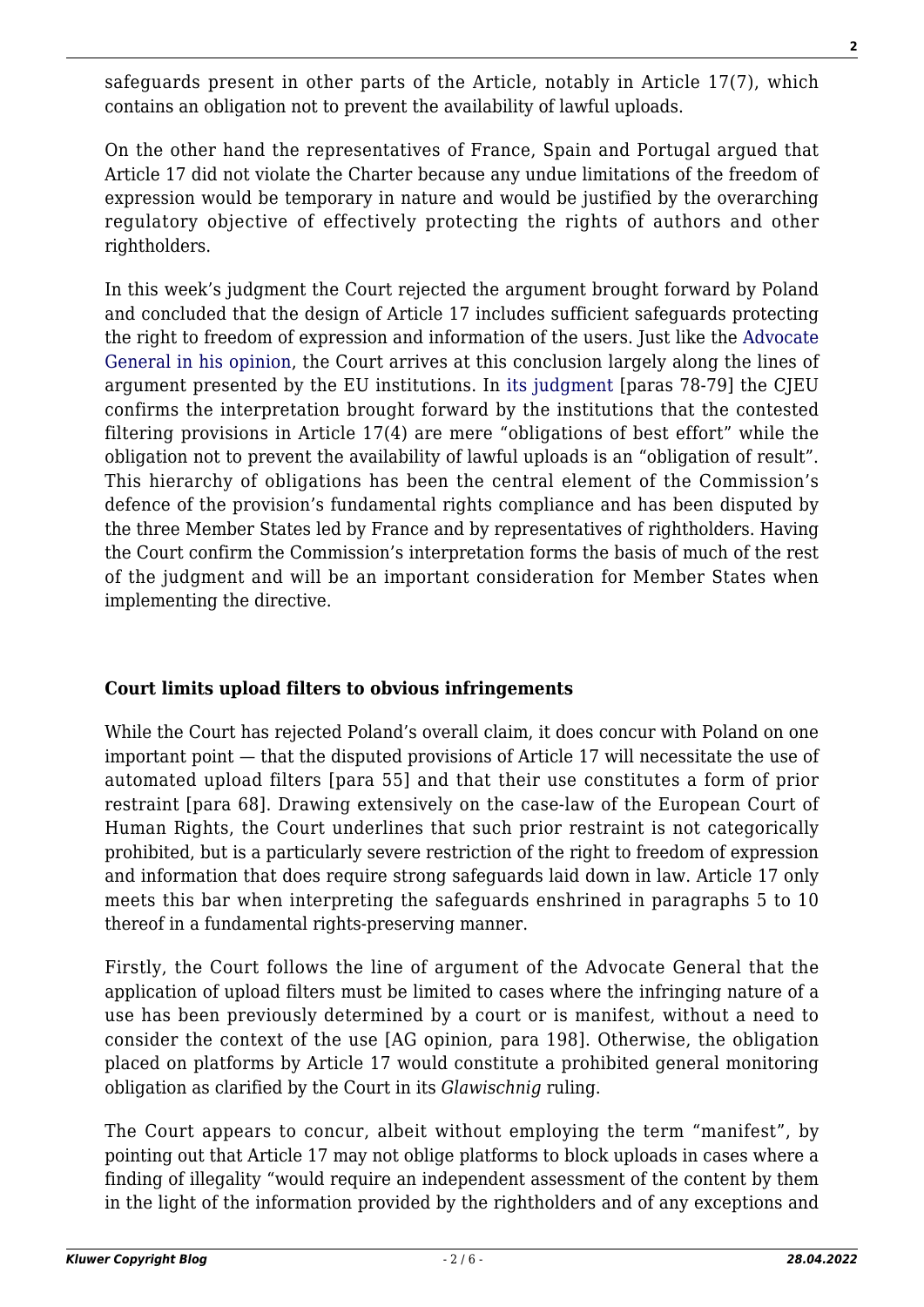safeguards present in other parts of the Article, notably in Article 17(7), which contains an obligation not to prevent the availability of lawful uploads.

On the other hand the representatives of France, Spain and Portugal argued that Article 17 did not violate the Charter because any undue limitations of the freedom of expression would be temporary in nature and would be justified by the overarching regulatory objective of effectively protecting the rights of authors and other rightholders.

In this week's judgment the Court rejected the argument brought forward by Poland and concluded that the design of Article 17 includes sufficient safeguards protecting the right to freedom of expression and information of the users. Just like the Advocate General in his opinion, the Court arrives at this conclusion largely along the lines of argument presented by the EU institutions. In its judgment [paras 78-79] the CJEU confirms the interpretation brought forward by the institutions that the contested filtering provisions in Article 17(4) are mere "obligations of best effort" while the obligation not to prevent the availability of lawful uploads is an "obligation of result". This hierarchy of obligations has been the central element of the Commission's defence of the provision's fundamental rights compliance and has been disputed by the three Member States led by France and by representatives of rightholders. Having the Court confirm the Commission's interpretation forms the basis of much of the rest of the judgment and will be an important consideration for Member States when implementing the directive.

**Court limits upload filters to obvious infringements**

While the Court has rejected Poland's overall claim, it does concur with Poland on one important point — that the disputed provisions of Article 17 will necessitate the use of automated upload filters [para 55] and that their use constitutes a form of prior restraint [para 68]. Drawing extensively on the case-law of the European Court of Human Rights, the Court underlines that such prior restraint is not categorically prohibited, but is a particularly severe restriction of the right to freedom of expression and information that does require strong safeguards laid down in law. Article 17 only meets this bar when interpreting the safeguards enshrined in paragraphs 5 to 10 thereof in a fundamental rights-preserving manner.

Firstly, the Court follows the line of argument of the Advocate General that the application of upload filters must be limited to cases where the infringing nature of a use has been previously determined by a court or is manifest, without a need to consider the context of the use [AG opinion, para 198]. Otherwise, the obligation placed on platforms by Article 17 would constitute a prohibited general monitoring obligation as clarified by the Court in its *Glawischnig* ruling.

The Court appears to concur, albeit without employing the term "manifest", by pointing out that Article 17 may not oblige platforms to block uploads in cases where a finding of illegality "would require an independent assessment of the content by them in the light of the information provided by the rightholders and of any exceptions and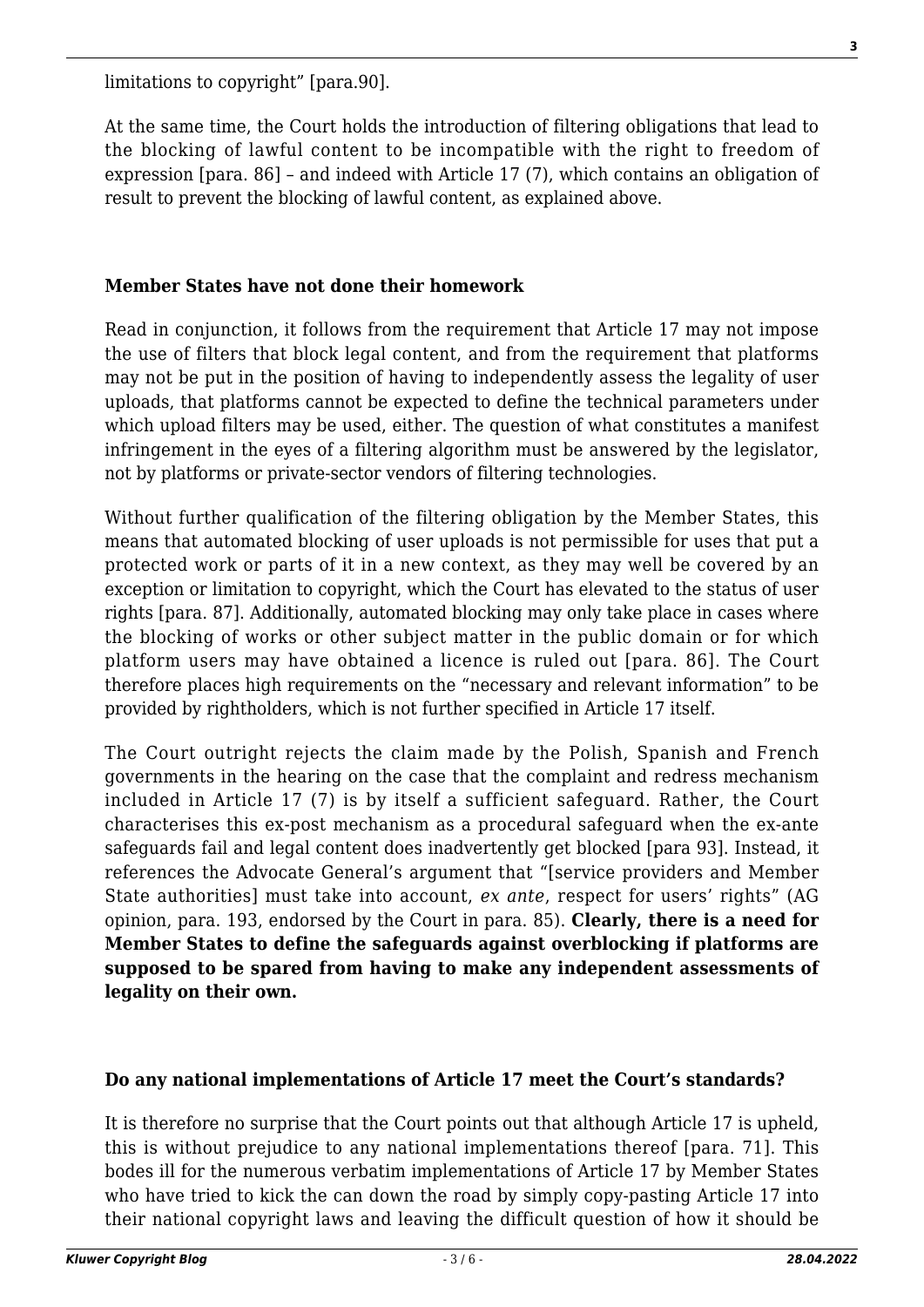limitations to copyright" [para.90].

At the same time, the Court holds the introduction of filtering obligations that lead to the blocking of lawful content to be incompatible with the right to freedom of expression [para. 86] – and indeed with Article 17 (7), which contains an obligation of result to prevent the blocking of lawful content, as explained above.

### Member States have not done their homework

Read in conjunction, it follows from the requirement that Article 17 may not impose the use of filters that block legal content, and from the requirement that platforms may not be put in the position of having to independently assess the legality of user uploads, that platforms cannot be expected to define the technical parameters under which upload filters may be used, either. The question of what constitutes a manifest infringement in the eyes of a filtering algorithm must be answered by the legislator, not by platforms or private-sector vendors of filtering technologies.

Without further qualification of the filtering obligation by the Member States, this means that automated blocking of user uploads is not permissible for uses that put a protected work or parts of it in a new context, as they may well be covered by an exception or limitation to copyright, which the Court has elevated to the status of user rights [para. 87]. Additionally, automated blocking may only take place in cases where the blocking of works or other subject matter in the public domain or for which platform users may have obtained a licence is ruled out [para. 86]. The Court therefore places high requirements on the "necessary and relevant information" to be provided by rightholders, which is not further specified in Article 17 itself.

The Court outright rejects the claim made by the Polish, Spanish and French governments in the hearing on the case that the complaint and redress mechanism included in Article 17 (7) is by itself a sufficient safeguard. Rather, the Court characterises this ex-post mechanism as a procedural safeguard when the ex-ante safeguards fail and legal content does inadvertently get blocked [para 93]. Instead, it references the Advocate General's argument that "[service providers and Member State authorities] must take into account, *ex ante*, respect for users' rights" (AG opinion, para. 193, endorsed by the Court in para. 85). **Clearly, there is a need for Member States to define the safeguards against overblocking if platforms are supposed to be spared from having to make any independent assessments of legality on their own.**

### Do any national implementations of Article 17 meet the Court's standards?

It is therefore no surprise that the Court points out that although Article 17 is upheld, this is without prejudice to any national implementations thereof [para. 71]. This bodes ill for the numerous verbatim implementations of Article 17 by Member States who have tried to kick the can down the road by simply copy-pasting Article 17 into their national copyright laws and leaving the difficult question of how it should be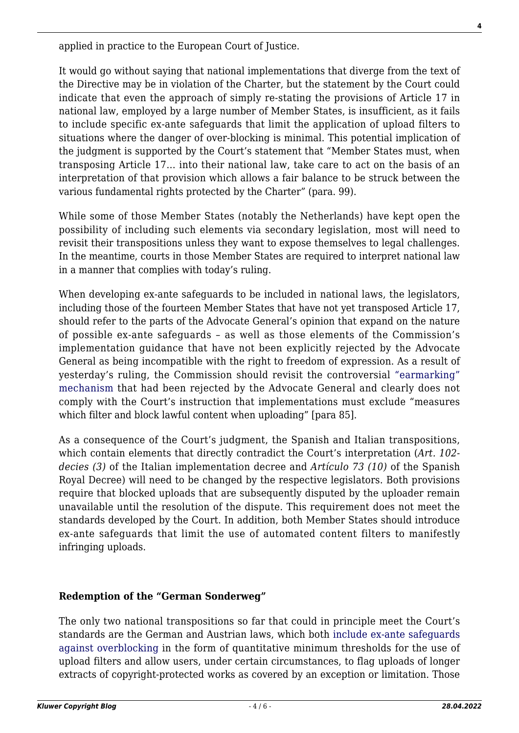applied in practice to the European Court of Justice.

It would go without saying that national implementations that diverge from the text of the Directive may be in violation of the Charter, but the statement by the Court could indicate that even the approach of simply re-stating the provisions of Article 17 in national law, employed by a large number of Member States, is insufficient, as it fails to include specific ex-ante safeguards that limit the application of upload filters to situations where the danger of over-blocking is minimal. This potential implication of the judgment is supported by the Court's statement that "Member States must, when transposing Article 17… into their national law, take care to act on the basis of an interpretation of that provision which allows a fair balance to be struck between the various fundamental rights protected by the Charter" (para. 99).

While some of those Member States (notably the Netherlands) have kept open the possibility of including such elements via secondary legislation, most will need to revisit their transpositions unless they want to expose themselves to legal challenges. In the meantime, courts in those Member States are required to interpret national law in a manner that complies with today's ruling.

When developing ex-ante safeguards to be included in national laws, the legislators, including those of the fourteen Member States that have not yet transposed Article 17, should refer to the parts of the Advocate General's opinion that expand on the nature of possible ex-ante safeguards – as well as those elements of the Commission's implementation guidance that have not been explicitly rejected by the Advocate General as being incompatible with the right to freedom of expression. As a result of yesterday's ruling, the Commission should revisit the controversial "earmarking" mechanism that had been rejected by the Advocate General and clearly does not comply with the Court's instruction that implementations must exclude "measures which filter and block lawful content when uploading" [para 85].

As a consequence of the Court's judgment, the Spanish and Italian transpositions, which contain elements that directly contradict the Court's interpretation (*Art. 102-decies (3)* of the Italian implementation decree and *Artículo 73 (10)* of the Spanish Royal Decree) will need to be changed by the respective legislators. Both provisions require that blocked uploads that are subsequently disputed by the uploader remain unavailable until the resolution of the dispute. This requirement does not meet the standards developed by the Court. In addition, both Member States should introduce ex-ante safeguards that limit the use of automated content filters to manifestly infringing uploads.

## Redemption of the "German Sonderweg"

The only two national transpositions so far that could in principle meet the Court's standards are the German and Austrian laws, which both include ex-ante safeguards against overblocking in the form of quantitative minimum thresholds for the use of upload filters and allow users, under certain circumstances, to flag uploads of longer extracts of copyright-protected works as covered by an exception or limitation. Those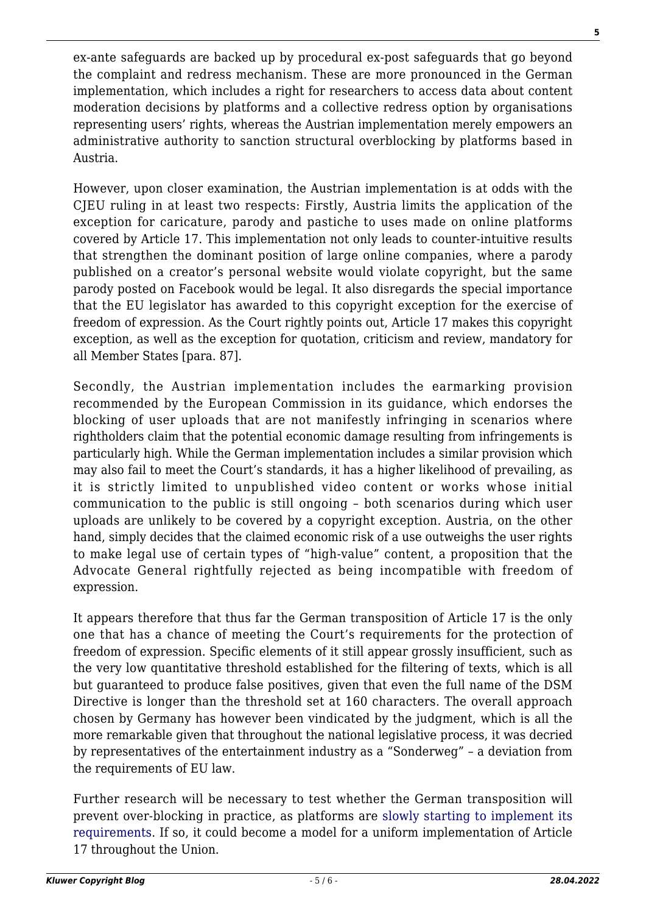ex-ante safeguards are backed up by procedural ex-post safeguards that go beyond the complaint and redress mechanism. These are more pronounced in the German implementation, which includes a right for researchers to access data about content moderation decisions by platforms and a collective redress option by organisations representing users' rights, whereas the Austrian implementation merely empowers an administrative authority to sanction structural overblocking by platforms based in Austria.

However, upon closer examination, the Austrian implementation is at odds with the CJEU ruling in at least two respects: Firstly, Austria limits the application of the exception for caricature, parody and pastiche to uses made on online platforms covered by Article 17. This implementation not only leads to counter-intuitive results that strengthen the dominant position of large online companies, where a parody published on a creator's personal website would violate copyright, but the same parody posted on Facebook would be legal. It also disregards the special importance that the EU legislator has awarded to this copyright exception for the exercise of freedom of expression. As the Court rightly points out, Article 17 makes this copyright exception, as well as the exception for quotation, criticism and review, mandatory for all Member States [para. 87].

Secondly, the Austrian implementation includes the earmarking provision recommended by the European Commission in its guidance, which endorses the blocking of user uploads that are not manifestly infringing in scenarios where rightholders claim that the potential economic damage resulting from infringements is particularly high. While the German implementation includes a similar provision which may also fail to meet the Court's standards, it has a higher likelihood of prevailing, as it is strictly limited to unpublished video content or works whose initial communication to the public is still ongoing – both scenarios during which user uploads are unlikely to be covered by a copyright exception. Austria, on the other hand, simply decides that the claimed economic risk of a use outweighs the user rights to make legal use of certain types of "high-value" content, a proposition that the Advocate General rightfully rejected as being incompatible with freedom of expression.

It appears therefore that thus far the German transposition of Article 17 is the only one that has a chance of meeting the Court's requirements for the protection of freedom of expression. Specific elements of it still appear grossly insufficient, such as the very low quantitative threshold established for the filtering of texts, which is all but guaranteed to produce false positives, given that even the full name of the DSM Directive is longer than the threshold set at 160 characters. The overall approach chosen by Germany has however been vindicated by the judgment, which is all the more remarkable given that throughout the national legislative process, it was decried by representatives of the entertainment industry as a "Sonderweg" – a deviation from the requirements of EU law.

Further research will be necessary to test whether the German transposition will prevent over-blocking in practice, as platforms are slowly starting to implement its requirements. If so, it could become a model for a uniform implementation of Article 17 throughout the Union.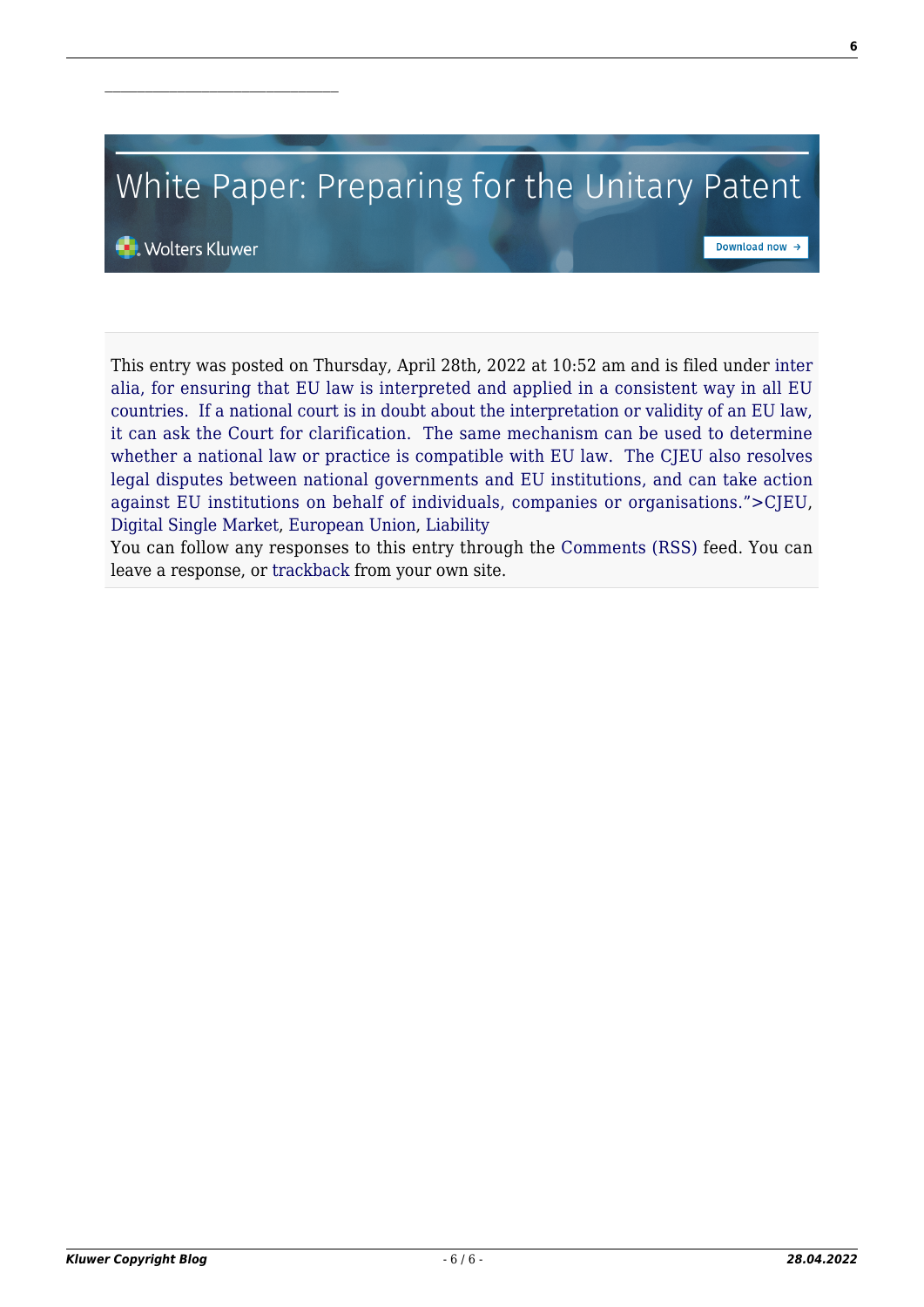White Paper: Preparing for the Unitary Patent

Wolters Kluwer

Download now →

This entry was posted on Thursday, April 28th, 2022 at 10:52 am and is filed under inter alia, for ensuring that EU law is interpreted and applied in a consistent way in all EU countries. If a national court is in doubt about the interpretation or validity of an EU law, it can ask the Court for clarification. The same mechanism can be used to determine whether a national law or practice is compatible with EU law. The CJEU also resolves legal disputes between national governments and EU institutions, and can take action against EU institutions on behalf of individuals, companies or organisations.">CJEU, Digital Single Market, European Union, Liability

You can follow any responses to this entry through the Comments (RSS) feed. You can leave a response, or trackback from your own site.